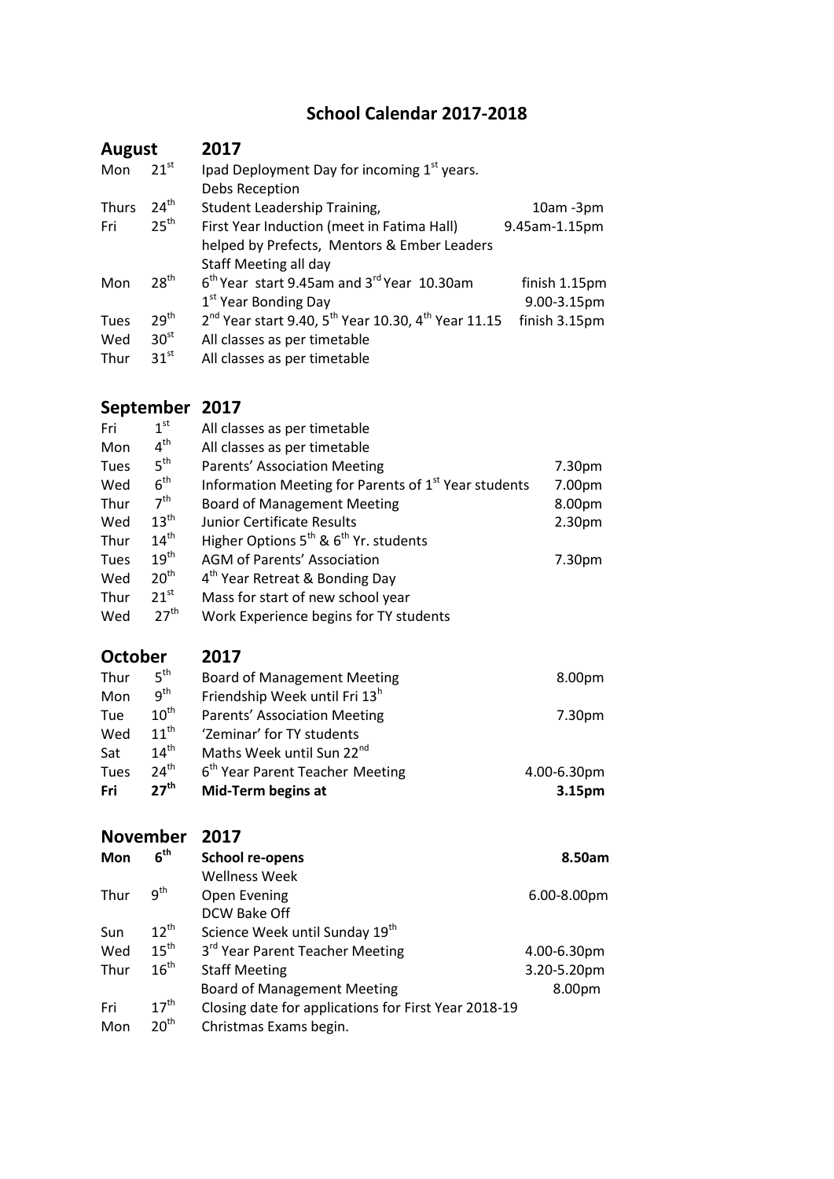# School Calendar 2017-2018

## August 2017

| | | | |
|---|---|---|---|
| Mon | 21st | Ipad Deployment Day for incoming 1st years. | |
| | | Debs Reception | |
| Thurs | 24th | Student Leadership Training, | 10am -3pm |
| Fri | 25th | First Year Induction (meet in Fatima Hall) | 9.45am-1.15pm |
| | | helped by Prefects, Mentors & Ember Leaders | |
| | | Staff Meeting all day | |
| Mon | 28th | 6th Year start 9.45am and 3rd Year 10.30am | finish 1.15pm |
| | | 1st Year Bonding Day | 9.00-3.15pm |
| Tues | 29th | 2nd Year start 9.40, 5th Year 10.30, 4th Year 11.15 | finish 3.15pm |
| Wed | 30st | All classes as per timetable | |
| Thur | 31st | All classes as per timetable | |

## September 2017

| | | | |
|---|---|---|---|
| Fri | 1st | All classes as per timetable | |
| Mon | 4th | All classes as per timetable | |
| Tues | 5th | Parents' Association Meeting | 7.30pm |
| Wed | 6th | Information Meeting for Parents of 1st Year students | 7.00pm |
| Thur | 7th | Board of Management Meeting | 8.00pm |
| Wed | 13th | Junior Certificate Results | 2.30pm |
| Thur | 14th | Higher Options 5th & 6th Yr. students | |
| Tues | 19th | AGM of Parents' Association | 7.30pm |
| Wed | 20th | 4th Year Retreat & Bonding Day | |
| Thur | 21st | Mass for start of new school year | |
| Wed | 27th | Work Experience begins for TY students | |

## October 2017

| | | | |
|---|---|---|---|
| Thur | 5th | Board of Management Meeting | 8.00pm |
| Mon | 9th | Friendship Week until Fri 13h | |
| Tue | 10th | Parents' Association Meeting | 7.30pm |
| Wed | 11th | 'Zeminar' for TY students | |
| Sat | 14th | Maths Week until Sun 22nd | |
| Tues | 24th | 6th Year Parent Teacher Meeting | 4.00-6.30pm |
| **Fri** | **27th** | **Mid-Term begins at** | **3.15pm** |

## November 2017

| | | | |
|---|---|---|---|
| **Mon** | **6th** | **School re-opens** | **8.50am** |
| | | Wellness Week | |
| Thur | 9th | Open Evening | 6.00-8.00pm |
| | | DCW Bake Off | |
| Sun | 12th | Science Week until Sunday 19th | |
| Wed | 15th | 3rd Year Parent Teacher Meeting | 4.00-6.30pm |
| Thur | 16th | Staff Meeting | 3.20-5.20pm |
| | | Board of Management Meeting | 8.00pm |
| Fri | 17th | Closing date for applications for First Year 2018-19 | |
| Mon | 20th | Christmas Exams begin. | |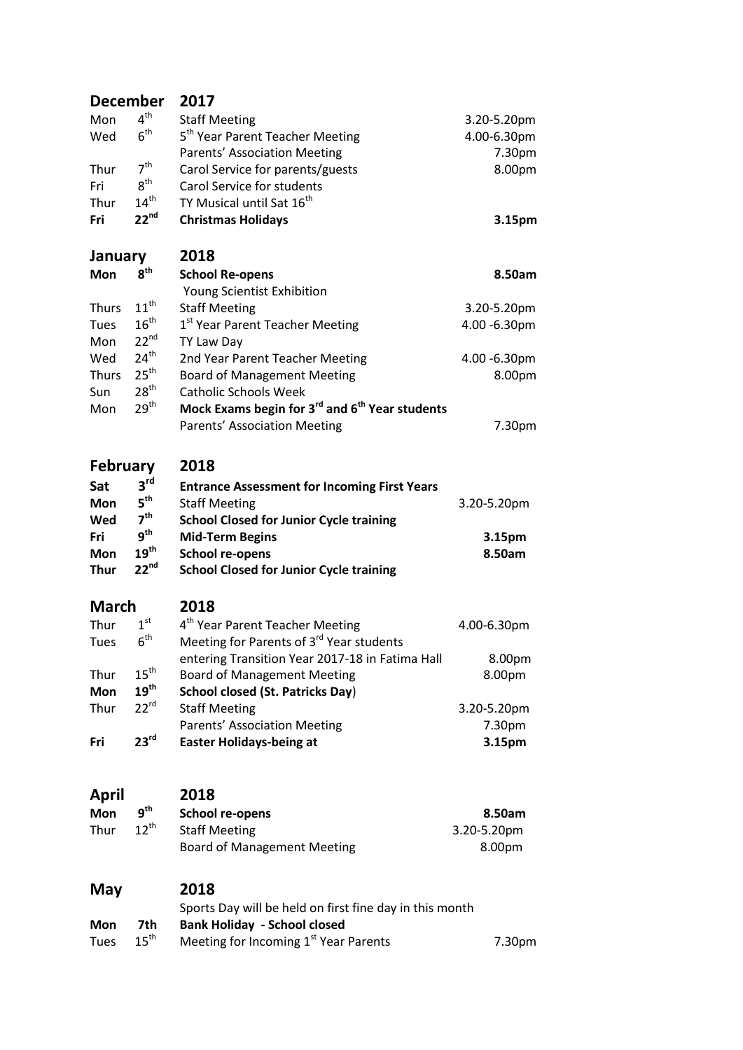## December 2017

| | | | |
|---|---|---|---|
| Mon | 4th | Staff Meeting | 3.20-5.20pm |
| Wed | 6th | 5th Year Parent Teacher Meeting | 4.00-6.30pm |
| | | Parents' Association Meeting | 7.30pm |
| Thur | 7th | Carol Service for parents/guests | 8.00pm |
| Fri | 8th | Carol Service for students | |
| Thur | 14th | TY Musical until Sat 16th | |
| **Fri** | **22nd** | **Christmas Holidays** | **3.15pm** |

## January 2018

| | | | |
|---|---|---|---|
| **Mon** | **8th** | **School Re-opens** | **8.50am** |
| | | Young Scientist Exhibition | |
| Thurs | 11th | Staff Meeting | 3.20-5.20pm |
| Tues | 16th | 1st Year Parent Teacher Meeting | 4.00 -6.30pm |
| Mon | 22nd | TY Law Day | |
| Wed | 24th | 2nd Year Parent Teacher Meeting | 4.00 -6.30pm |
| Thurs | 25th | Board of Management Meeting | 8.00pm |
| Sun | 28th | Catholic Schools Week | |
| Mon | 29th | **Mock Exams begin for 3rd and 6th Year students** | |
| | | Parents' Association Meeting | 7.30pm |

## February 2018

| | | | |
|---|---|---|---|
| **Sat** | **3rd** | **Entrance Assessment for Incoming First Years** | |
| **Mon** | **5th** | Staff Meeting | 3.20-5.20pm |
| **Wed** | **7th** | **School Closed for Junior Cycle training** | |
| **Fri** | **9th** | **Mid-Term Begins** | **3.15pm** |
| **Mon** | **19th** | **School re-opens** | **8.50am** |
| **Thur** | **22nd** | **School Closed for Junior Cycle training** | |

## March 2018

| | | | |
|---|---|---|---|
| Thur | 1st | 4th Year Parent Teacher Meeting | 4.00-6.30pm |
| Tues | 6th | Meeting for Parents of 3rd Year students entering Transition Year 2017-18 in Fatima Hall | 8.00pm |
| Thur | 15th | Board of Management Meeting | 8.00pm |
| **Mon** | **19th** | **School closed (St. Patricks Day)** | |
| Thur | 22rd | Staff Meeting | 3.20-5.20pm |
| | | Parents' Association Meeting | 7.30pm |
| **Fri** | **23rd** | **Easter Holidays-being at** | **3.15pm** |

## April 2018

| | | | |
|---|---|---|---|
| **Mon** | **9th** | **School re-opens** | **8.50am** |
| Thur | 12th | Staff Meeting | 3.20-5.20pm |
| | | Board of Management Meeting | 8.00pm |

## May 2018

| | | | |
|---|---|---|---|
| | | Sports Day will be held on first fine day in this month | |
| **Mon** | **7th** | **Bank Holiday - School closed** | |
| Tues | 15th | Meeting for Incoming 1st Year Parents | 7.30pm |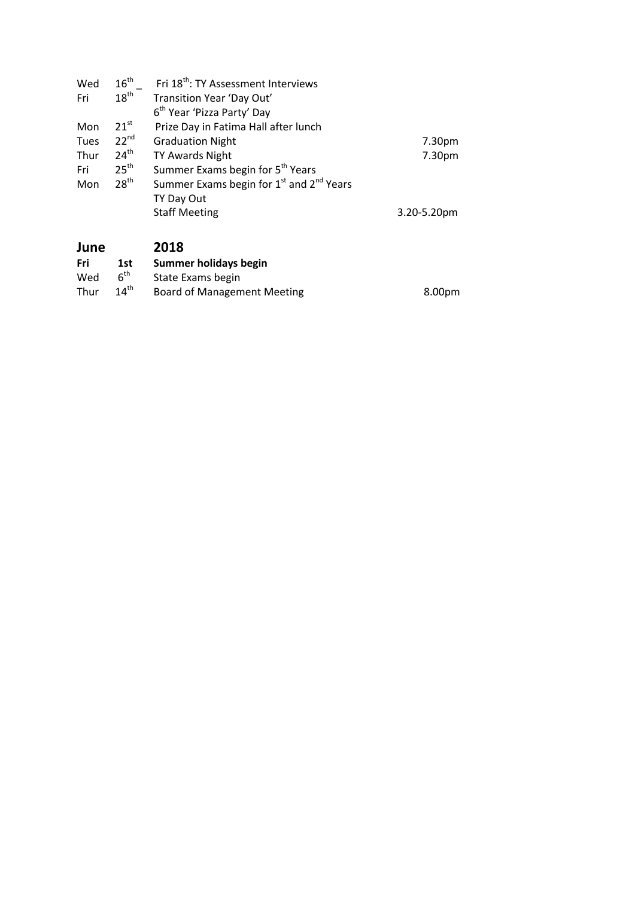| | | | |
|---|---|---|---|
| Wed | 16th _ | Fri 18th: TY Assessment Interviews | |
| Fri | 18th | Transition Year 'Day Out' | |
| | | 6th Year 'Pizza Party' Day | |
| Mon | 21st | Prize Day in Fatima Hall after lunch | |
| Tues | 22nd | Graduation Night | 7.30pm |
| Thur | 24th | TY Awards Night | 7.30pm |
| Fri | 25th | Summer Exams begin for 5th Years | |
| Mon | 28th | Summer Exams begin for 1st and 2nd Years | |
| | | TY Day Out | |
| | | Staff Meeting | 3.20-5.20pm |

## June 2018

| | | | |
|---|---|---|---|
| **Fri** | **1st** | **Summer holidays begin** | |
| Wed | 6th | State Exams begin | |
| Thur | 14th | Board of Management Meeting | 8.00pm |